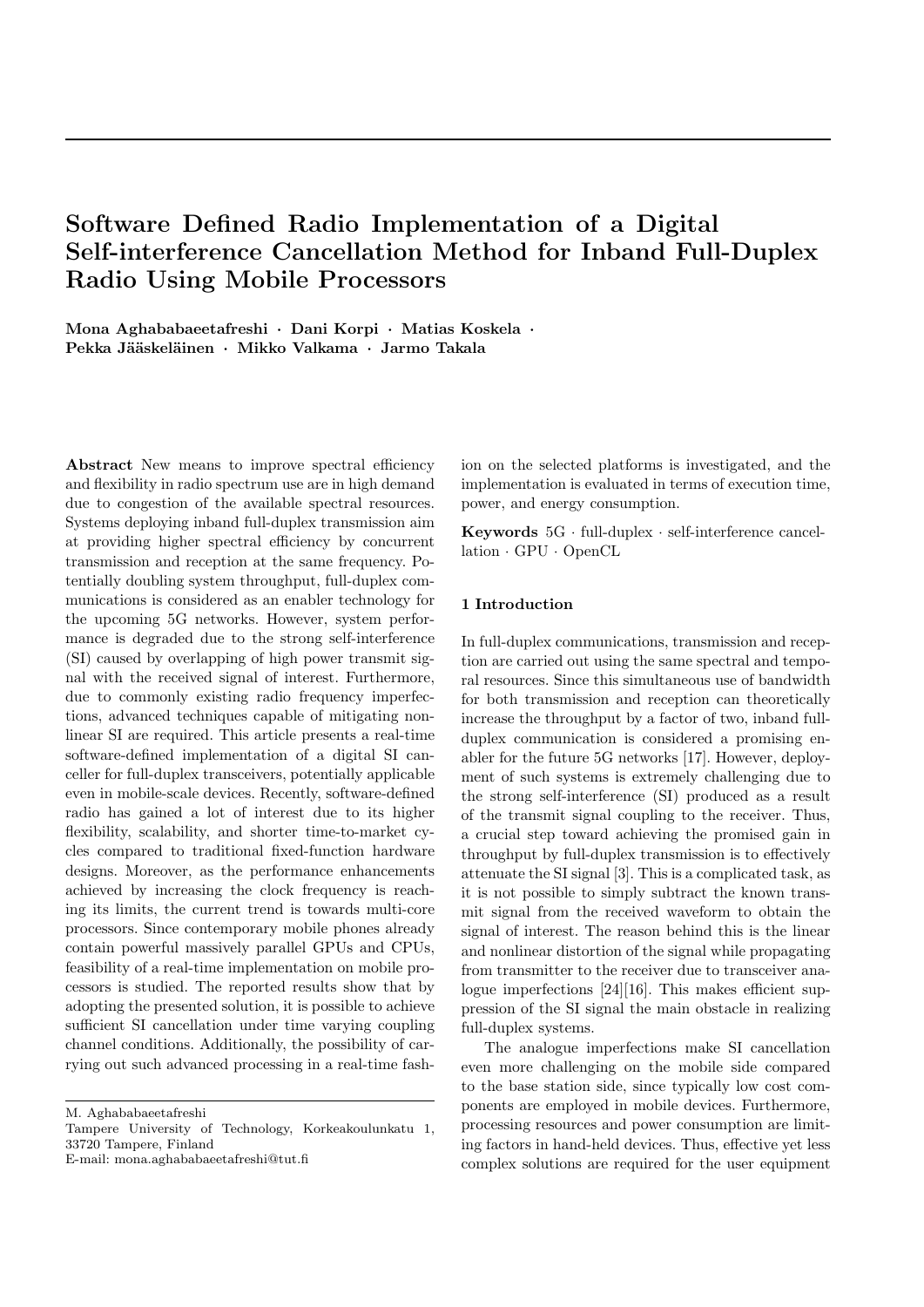# Software Defined Radio Implementation of a Digital Self-interference Cancellation Method for Inband Full-Duplex Radio Using Mobile Processors

**Mona Aghababaeetafreshi · Dani Korpi · Matias Koskela · Pekka Jääskeläinen · Mikko Valkama · Jarmo Takala**

**Abstract** New means to improve spectral efficiency and flexibility in radio spectrum use are in high demand due to congestion of the available spectral resources. Systems deploying inband full-duplex transmission aim at providing higher spectral efficiency by concurrent transmission and reception at the same frequency. Potentially doubling system throughput, full-duplex communications is considered as an enabler technology for the upcoming 5G networks. However, system performance is degraded due to the strong self-interference (SI) caused by overlapping of high power transmit signal with the received signal of interest. Furthermore, due to commonly existing radio frequency imperfections, advanced techniques capable of mitigating nonlinear SI are required. This article presents a real-time software-defined implementation of a digital SI canceller for full-duplex transceivers, potentially applicable even in mobile-scale devices. Recently, software-defined radio has gained a lot of interest due to its higher flexibility, scalability, and shorter time-to-market cycles compared to traditional fixed-function hardware designs. Moreover, as the performance enhancements achieved by increasing the clock frequency is reaching its limits, the current trend is towards multi-core processors. Since contemporary mobile phones already contain powerful massively parallel GPUs and CPUs, feasibility of a real-time implementation on mobile processors is studied. The reported results show that by adopting the presented solution, it is possible to achieve sufficient SI cancellation under time varying coupling channel conditions. Additionally, the possibility of carrying out such advanced processing in a real-time fashion on the selected platforms is investigated, and the implementation is evaluated in terms of execution time, power, and energy consumption.

**Keywords** 5G · full-duplex · self-interference cancellation · GPU · OpenCL

M. Aghababaeetafreshi
Tampere University of Technology, Korkeakoulunkatu 1, 33720 Tampere, Finland
E-mail: mona.aghababaeetafreshi@tut.fi

## 1 Introduction

In full-duplex communications, transmission and reception are carried out using the same spectral and temporal resources. Since this simultaneous use of bandwidth for both transmission and reception can theoretically increase the throughput by a factor of two, inband full-duplex communication is considered a promising enabler for the future 5G networks [17]. However, deployment of such systems is extremely challenging due to the strong self-interference (SI) produced as a result of the transmit signal coupling to the receiver. Thus, a crucial step toward achieving the promised gain in throughput by full-duplex transmission is to effectively attenuate the SI signal [3]. This is a complicated task, as it is not possible to simply subtract the known transmit signal from the received waveform to obtain the signal of interest. The reason behind this is the linear and nonlinear distortion of the signal while propagating from transmitter to the receiver due to transceiver analogue imperfections [24][16]. This makes efficient suppression of the SI signal the main obstacle in realizing full-duplex systems.

The analogue imperfections make SI cancellation even more challenging on the mobile side compared to the base station side, since typically low cost components are employed in mobile devices. Furthermore, processing resources and power consumption are limiting factors in hand-held devices. Thus, effective yet less complex solutions are required for the user equipment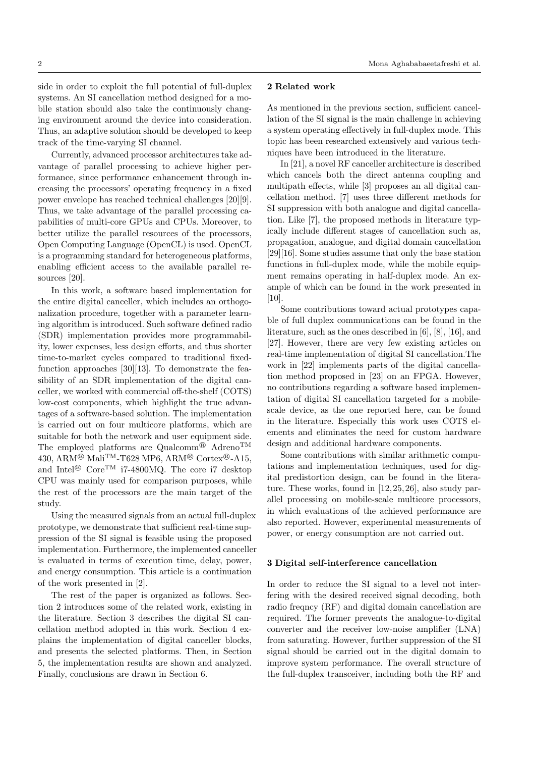side in order to exploit the full potential of full-duplex systems. An SI cancellation method designed for a mobile station should also take the continuously changing environment around the device into consideration. Thus, an adaptive solution should be developed to keep track of the time-varying SI channel.

Currently, advanced processor architectures take advantage of parallel processing to achieve higher performance, since performance enhancement through increasing the processors' operating frequency in a fixed power envelope has reached technical challenges [20][9]. Thus, we take advantage of the parallel processing capabilities of multi-core GPUs and CPUs. Moreover, to better utilize the parallel resources of the processors, Open Computing Language (OpenCL) is used. OpenCL is a programming standard for heterogeneous platforms, enabling efficient access to the available parallel resources [20].

In this work, a software based implementation for the entire digital canceller, which includes an orthogonalization procedure, together with a parameter learning algorithm is introduced. Such software defined radio (SDR) implementation provides more programmability, lower expenses, less design efforts, and thus shorter time-to-market cycles compared to traditional fixed-function approaches [30][13]. To demonstrate the feasibility of an SDR implementation of the digital canceller, we worked with commercial off-the-shelf (COTS) low-cost components, which highlight the true advantages of a software-based solution. The implementation is carried out on four multicore platforms, which are suitable for both the network and user equipment side. The employed platforms are Qualcomm® Adreno™ 430, ARM® Mali™-T628 MP6, ARM® Cortex®-A15, and Intel® Core™ i7-4800MQ. The core i7 desktop CPU was mainly used for comparison purposes, while the rest of the processors are the main target of the study.

Using the measured signals from an actual full-duplex prototype, we demonstrate that sufficient real-time suppression of the SI signal is feasible using the proposed implementation. Furthermore, the implemented canceller is evaluated in terms of execution time, delay, power, and energy consumption. This article is a continuation of the work presented in [2].

The rest of the paper is organized as follows. Section 2 introduces some of the related work, existing in the literature. Section 3 describes the digital SI cancellation method adopted in this work. Section 4 explains the implementation of digital canceller blocks, and presents the selected platforms. Then, in Section 5, the implementation results are shown and analyzed. Finally, conclusions are drawn in Section 6.

## 2 Related work

As mentioned in the previous section, sufficient cancellation of the SI signal is the main challenge in achieving a system operating effectively in full-duplex mode. This topic has been researched extensively and various techniques have been introduced in the literature.

In [21], a novel RF canceller architecture is described which cancels both the direct antenna coupling and multipath effects, while [3] proposes an all digital cancellation method. [7] uses three different methods for SI suppression with both analogue and digital cancellation. Like [7], the proposed methods in literature typically include different stages of cancellation such as, propagation, analogue, and digital domain cancellation [29][16]. Some studies assume that only the base station functions in full-duplex mode, while the mobile equipment remains operating in half-duplex mode. An example of which can be found in the work presented in [10].

Some contributions toward actual prototypes capable of full duplex communications can be found in the literature, such as the ones described in [6], [8], [16], and [27]. However, there are very few existing articles on real-time implementation of digital SI cancellation.The work in [22] implements parts of the digital cancellation method proposed in [23] on an FPGA. However, no contributions regarding a software based implementation of digital SI cancellation targeted for a mobile-scale device, as the one reported here, can be found in the literature. Especially this work uses COTS elements and eliminates the need for custom hardware design and additional hardware components.

Some contributions with similar arithmetic computations and implementation techniques, used for digital predistortion design, can be found in the literature. These works, found in [12,25,26], also study parallel processing on mobile-scale multicore processors, in which evaluations of the achieved performance are also reported. However, experimental measurements of power, or energy consumption are not carried out.

## 3 Digital self-interference cancellation

In order to reduce the SI signal to a level not interfering with the desired received signal decoding, both radio freqncy (RF) and digital domain cancellation are required. The former prevents the analogue-to-digital converter and the receiver low-noise amplifier (LNA) from saturating. However, further suppression of the SI signal should be carried out in the digital domain to improve system performance. The overall structure of the full-duplex transceiver, including both the RF and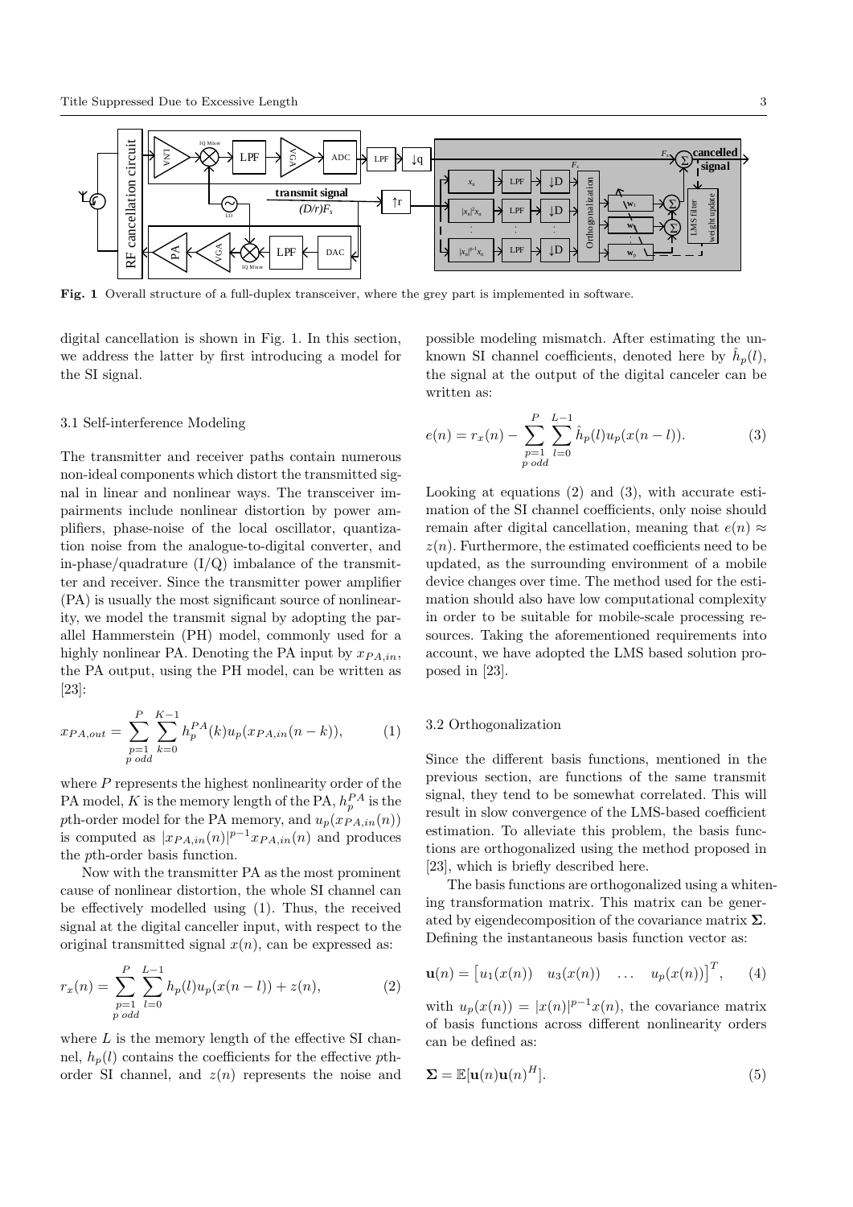Fig. 1 Overall structure of a full-duplex transceiver, where the grey part is implemented in software.

digital cancellation is shown in Fig. 1. In this section, we address the latter by first introducing a model for the SI signal.

### 3.1 Self-interference Modeling

The transmitter and receiver paths contain numerous non-ideal components which distort the transmitted signal in linear and nonlinear ways. The transceiver impairments include nonlinear distortion by power amplifiers, phase-noise of the local oscillator, quantization noise from the analogue-to-digital converter, and in-phase/quadrature (I/Q) imbalance of the transmitter and receiver. Since the transmitter power amplifier (PA) is usually the most significant source of nonlinearity, we model the transmit signal by adopting the parallel Hammerstein (PH) model, commonly used for a highly nonlinear PA. Denoting the PA input by $x_{PA,in}$, the PA output, using the PH model, can be written as [23]:

$$x_{PA,out} = \sum_{\substack{p=1 \\ p \text{ odd}}}^{P} \sum_{k=0}^{K-1} h_p^{PA}(k) u_p(x_{PA,in}(n-k)), \qquad (1)$$

where $P$ represents the highest nonlinearity order of the PA model, $K$ is the memory length of the PA, $h_p^{PA}$ is the $p$th-order model for the PA memory, and $u_p(x_{PA,in}(n))$ is computed as $|x_{PA,in}(n)|^{p-1}x_{PA,in}(n)$ and produces the $p$th-order basis function.

Now with the transmitter PA as the most prominent cause of nonlinear distortion, the whole SI channel can be effectively modelled using (1). Thus, the received signal at the digital canceller input, with respect to the original transmitted signal $x(n)$, can be expressed as:

$$r_x(n) = \sum_{\substack{p=1 \\ p \text{ odd}}}^{P} \sum_{l=0}^{L-1} h_p(l) u_p(x(n-l)) + z(n), \qquad (2)$$

where $L$ is the memory length of the effective SI channel, $h_p(l)$ contains the coefficients for the effective $p$th-order SI channel, and $z(n)$ represents the noise and possible modeling mismatch. After estimating the unknown SI channel coefficients, denoted here by $\hat{h}_p(l)$, the signal at the output of the digital canceler can be written as:

$$e(n) = r_x(n) - \sum_{\substack{p=1 \\ p \text{ odd}}}^{P} \sum_{l=0}^{L-1} \hat{h}_p(l) u_p(x(n-l)). \qquad (3)$$

Looking at equations (2) and (3), with accurate estimation of the SI channel coefficients, only noise should remain after digital cancellation, meaning that $e(n) \approx z(n)$. Furthermore, the estimated coefficients need to be updated, as the surrounding environment of a mobile device changes over time. The method used for the estimation should also have low computational complexity in order to be suitable for mobile-scale processing resources. Taking the aforementioned requirements into account, we have adopted the LMS based solution proposed in [23].

### 3.2 Orthogonalization

Since the different basis functions, mentioned in the previous section, are functions of the same transmit signal, they tend to be somewhat correlated. This will result in slow convergence of the LMS-based coefficient estimation. To alleviate this problem, the basis functions are orthogonalized using the method proposed in [23], which is briefly described here.

The basis functions are orthogonalized using a whitening transformation matrix. This matrix can be generated by eigendecomposition of the covariance matrix $\mathbf{\Sigma}$. Defining the instantaneous basis function vector as:

$$\mathbf{u}(n) = \begin{bmatrix} u_1(x(n)) & u_3(x(n)) & \dots & u_p(x(n)) \end{bmatrix}^T, \qquad (4)$$

with $u_p(x(n)) = |x(n)|^{p-1}x(n)$, the covariance matrix of basis functions across different nonlinearity orders can be defined as:

$$\mathbf{\Sigma} = \mathbb{E}[\mathbf{u}(n)\mathbf{u}(n)^H]. \qquad (5)$$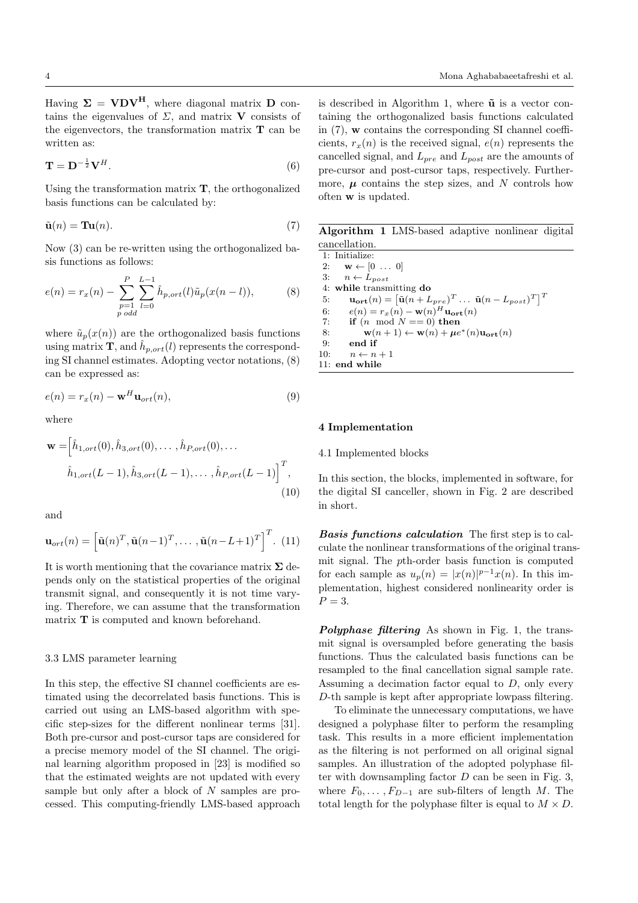Having $\mathbf{\Sigma} = \mathbf{VDV^H}$, where diagonal matrix $\mathbf{D}$ contains the eigenvalues of $\Sigma$, and matrix $\mathbf{V}$ consists of the eigenvectors, the transformation matrix $\mathbf{T}$ can be written as:

$$\mathbf{T} = \mathbf{D}^{-\frac{1}{2}}\mathbf{V}^H. \tag{6}$$

Using the transformation matrix $\mathbf{T}$, the orthogonalized basis functions can be calculated by:

$$\tilde{\mathbf{u}}(n) = \mathbf{T}\mathbf{u}(n). \tag{7}$$

Now (3) can be re-written using the orthogonalized basis functions as follows:

$$e(n) = r_x(n) - \sum_{\substack{p=1 \\ p\ odd}}^{P} \sum_{l=0}^{L-1} \hat{h}_{p,ort}(l)\tilde{u}_p(x(n-l)), \tag{8}$$

where $\tilde{u}_p(x(n))$ are the orthogonalized basis functions using matrix $\mathbf{T}$, and $\hat{h}_{p,ort}(l)$ represents the corresponding SI channel estimates. Adopting vector notations, (8) can be expressed as:

$$e(n) = r_x(n) - \mathbf{w}^H\mathbf{u}_{ort}(n), \tag{9}$$

where

$$\mathbf{w} = \Big[\hat{h}_{1,ort}(0), \hat{h}_{3,ort}(0), \ldots, \hat{h}_{P,ort}(0), \ldots \\ \hat{h}_{1,ort}(L-1), \hat{h}_{3,ort}(L-1), \ldots, \hat{h}_{P,ort}(L-1)\Big]^T, \tag{10}$$

and

$$\mathbf{u}_{ort}(n) = \Big[\tilde{\mathbf{u}}(n)^T, \tilde{\mathbf{u}}(n-1)^T, \ldots, \tilde{\mathbf{u}}(n-L+1)^T\Big]^T. \tag{11}$$

It is worth mentioning that the covariance matrix $\mathbf{\Sigma}$ depends only on the statistical properties of the original transmit signal, and consequently it is not time varying. Therefore, we can assume that the transformation matrix $\mathbf{T}$ is computed and known beforehand.

### 3.3 LMS parameter learning

In this step, the effective SI channel coefficients are estimated using the decorrelated basis functions. This is carried out using an LMS-based algorithm with specific step-sizes for the different nonlinear terms [31]. Both pre-cursor and post-cursor taps are considered for a precise memory model of the SI channel. The original learning algorithm proposed in [23] is modified so that the estimated weights are not updated with every sample but only after a block of $N$ samples are processed. This computing-friendly LMS-based approach is described in Algorithm 1, where $\tilde{\mathbf{u}}$ is a vector containing the orthogonalized basis functions calculated in (7), $\mathbf{w}$ contains the corresponding SI channel coefficients, $r_x(n)$ is the received signal, $e(n)$ represents the cancelled signal, and $L_{pre}$ and $L_{post}$ are the amounts of pre-cursor and post-cursor taps, respectively. Furthermore, $\boldsymbol{\mu}$ contains the step sizes, and $N$ controls how often $\mathbf{w}$ is updated.

**Algorithm 1** LMS-based adaptive nonlinear digital cancellation.

1: Initialize:
2: $\quad \mathbf{w} \leftarrow [0 \ \ldots \ 0]$
3: $\quad n \leftarrow L_{post}$
4: **while** transmitting **do**
5: $\quad \mathbf{u_{ort}}(n) = \left[\tilde{\mathbf{u}}(n+L_{pre})^T \ldots \ \tilde{\mathbf{u}}(n-L_{post})^T\right]^T$
6: $\quad e(n) = r_x(n) - \mathbf{w}(n)^H\mathbf{u_{ort}}(n)$
7: $\quad$ **if** $(n \mod N == 0)$ **then**
8: $\quad\quad \mathbf{w}(n+1) \leftarrow \mathbf{w}(n) + \boldsymbol{\mu}e^*(n)\mathbf{u_{ort}}(n)$
9: $\quad$ **end if**
10: $\quad n \leftarrow n+1$
11: **end while**

## 4 Implementation

### 4.1 Implemented blocks

In this section, the blocks, implemented in software, for the digital SI canceller, shown in Fig. 2 are described in short.

***Basis functions calculation*** The first step is to calculate the nonlinear transformations of the original transmit signal. The $p$th-order basis function is computed for each sample as $u_p(n) = |x(n)|^{p-1}x(n)$. In this implementation, highest considered nonlinearity order is $P = 3$.

***Polyphase filtering*** As shown in Fig. 1, the transmit signal is oversampled before generating the basis functions. Thus the calculated basis functions can be resampled to the final cancellation signal sample rate. Assuming a decimation factor equal to $D$, only every $D$-th sample is kept after appropriate lowpass filtering.

To eliminate the unnecessary computations, we have designed a polyphase filter to perform the resampling task. This results in a more efficient implementation as the filtering is not performed on all original signal samples. An illustration of the adopted polyphase filter with downsampling factor $D$ can be seen in Fig. 3, where $F_0, \ldots, F_{D-1}$ are sub-filters of length $M$. The total length for the polyphase filter is equal to $M \times D$.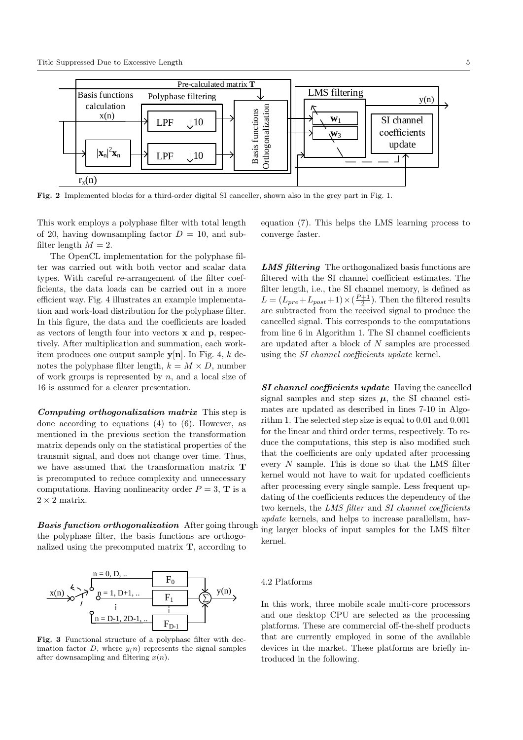Fig. 2 Implemented blocks for a third-order digital SI canceller, shown also in the grey part in Fig. 1.

This work employs a polyphase filter with total length of 20, having downsampling factor $D = 10$, and subfilter length $M = 2$.

The OpenCL implementation for the polyphase filter was carried out with both vector and scalar data types. With careful re-arrangement of the filter coefficients, the data loads can be carried out in a more efficient way. Fig. 4 illustrates an example implementation and work-load distribution for the polyphase filter. In this figure, the data and the coefficients are loaded as vectors of length four into vectors $\mathbf{x}$ and $\mathbf{p}$, respectively. After multiplication and summation, each work-item produces one output sample $\mathbf{y}[\mathbf{n}]$. In Fig. 4, $k$ denotes the polyphase filter length, $k = M \times D$, number of work groups is represented by $n$, and a local size of 16 is assumed for a clearer presentation.

***Computing orthogonalization matrix*** This step is done according to equations (4) to (6). However, as mentioned in the previous section the transformation matrix depends only on the statistical properties of the transmit signal, and does not change over time. Thus, we have assumed that the transformation matrix $\mathbf{T}$ is precomputed to reduce complexity and unnecessary computations. Having nonlinearity order $P = 3$, $\mathbf{T}$ is a $2 \times 2$ matrix.

***Basis function orthogonalization*** After going through the polyphase filter, the basis functions are orthogonalized using the precomputed matrix $\mathbf{T}$, according to equation (7). This helps the LMS learning process to converge faster.

Fig. 3 Functional structure of a polyphase filter with decimation factor $D$, where $y_(n)$ represents the signal samples after downsampling and filtering $x(n)$.

***LMS filtering*** The orthogonalized basis functions are filtered with the SI channel coefficient estimates. The filter length, i.e., the SI channel memory, is defined as $L = (L_{pre} + L_{post} + 1) \times (\frac{P+1}{2})$. Then the filtered results are subtracted from the received signal to produce the cancelled signal. This corresponds to the computations from line 6 in Algorithm 1. The SI channel coefficients are updated after a block of $N$ samples are processed using the *SI channel coefficients update* kernel.

***SI channel coefficients update*** Having the cancelled signal samples and step sizes $\boldsymbol{\mu}$, the SI channel estimates are updated as described in lines 7-10 in Algorithm 1. The selected step size is equal to 0.01 and 0.001 for the linear and third order terms, respectively. To reduce the computations, this step is also modified such that the coefficients are only updated after processing every $N$ sample. This is done so that the LMS filter kernel would not have to wait for updated coefficients after processing every single sample. Less frequent updating of the coefficients reduces the dependency of the two kernels, the *LMS filter* and *SI channel coefficients update* kernels, and helps to increase parallelism, having larger blocks of input samples for the LMS filter kernel.

### 4.2 Platforms

In this work, three mobile scale multi-core processors and one desktop CPU are selected as the processing platforms. These are commercial off-the-shelf products that are currently employed in some of the available devices in the market. These platforms are briefly introduced in the following.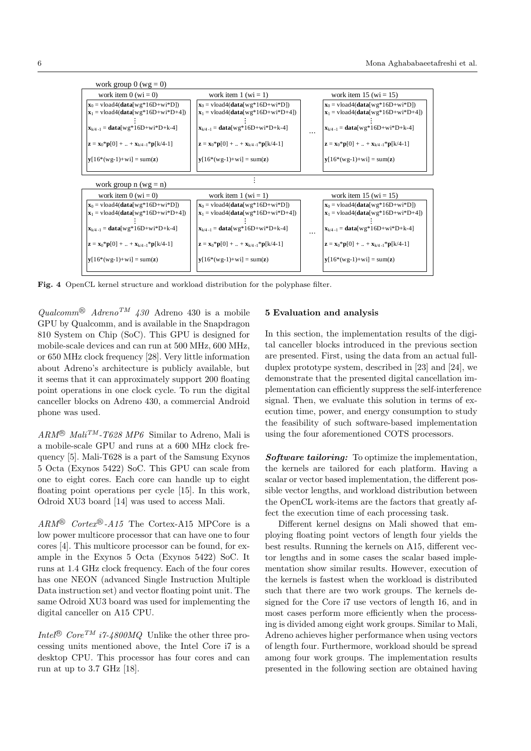```
work group 0 (wg = 0)
  work item 0 (wi = 0)                      work item 1 (wi = 1)                      ...  work item 15 (wi = 15)
  x_0 = vload4(data[wg*16D+wi*D])           x_0 = vload4(data[wg*16D+wi*D])                x_0 = vload4(data[wg*16D+wi*D])
  x_1 = vload4(data[wg*16D+wi*D+4])         x_1 = vload4(data[wg*16D+wi*D+4])              x_1 = vload4(data[wg*16D+wi*D+4])
  ⋮                                          ⋮                                               ⋮
  x_{k/4-1} = data[wg*16D+wi*D+k-4]         x_{k/4-1} = data[wg*16D+wi*D+k-4]              x_{k/4-1} = data[wg*16D+wi*D+k-4]
  z = x_0*p[0] + .. + x_{k/4-1}*p[k/4-1]    z = x_0*p[0] + .. + x_{k/4-1}*p[k/4-1]         z = x_0*p[0] + .. + x_{k/4-1}*p[k/4-1]
  y[16*(wg-1)+wi] = sum(z)                  y[16*(wg-1)+wi] = sum(z)                       y[16*(wg-1)+wi] = sum(z)
                                             ⋮
work group n (wg = n)
  work item 0 (wi = 0)                      work item 1 (wi = 1)                      ...  work item 15 (wi = 15)
  x_0 = vload4(data[wg*16D+wi*D])           x_0 = vload4(data[wg*16D+wi*D])                x_0 = vload4(data[wg*16D+wi*D])
  x_1 = vload4(data[wg*16D+wi*D+4])         x_1 = vload4(data[wg*16D+wi*D+4])              x_1 = vload4(data[wg*16D+wi*D+4])
  ⋮                                          ⋮                                               ⋮
  x_{k/4-1} = data[wg*16D+wi*D+k-4]         x_{k/4-1} = data[wg*16D+wi*D+k-4]              x_{k/4-1} = data[wg*16D+wi*D+k-4]
  z = x_0*p[0] + .. + x_{k/4-1}*p[k/4-1]    z = x_0*p[0] + .. + x_{k/4-1}*p[k/4-1]         z = x_0*p[0] + .. + x_{k/4-1}*p[k/4-1]
  y[16*(wg-1)+wi] = sum(z)                  y[16*(wg-1)+wi] = sum(z)                       y[16*(wg-1)+wi] = sum(z)
```

**Fig. 4** OpenCL kernel structure and workload distribution for the polyphase filter.

*Qualcomm® Adreno™ 430* Adreno 430 is a mobile GPU by Qualcomm, and is available in the Snapdragon 810 System on Chip (SoC). This GPU is designed for mobile-scale devices and can run at 500 MHz, 600 MHz, or 650 MHz clock frequency [28]. Very little information about Adreno's architecture is publicly available, but it seems that it can approximately support 200 floating point operations in one clock cycle. To run the digital canceller blocks on Adreno 430, a commercial Android phone was used.

*ARM® Mali™-T628 MP6* Similar to Adreno, Mali is a mobile-scale GPU and runs at a 600 MHz clock frequency [5]. Mali-T628 is a part of the Samsung Exynos 5 Octa (Exynos 5422) SoC. This GPU can scale from one to eight cores. Each core can handle up to eight floating point operations per cycle [15]. In this work, Odroid XU3 board [14] was used to access Mali.

*ARM® Cortex®-A15* The Cortex-A15 MPCore is a low power multicore processor that can have one to four cores [4]. This multicore processor can be found, for example in the Exynos 5 Octa (Exynos 5422) SoC. It runs at 1.4 GHz clock frequency. Each of the four cores has one NEON (advanced Single Instruction Multiple Data instruction set) and vector floating point unit. The same Odroid XU3 board was used for implementing the digital canceller on A15 CPU.

*Intel® Core™ i7-4800MQ* Unlike the other three processing units mentioned above, the Intel Core i7 is a desktop CPU. This processor has four cores and can run at up to 3.7 GHz [18].

## 5 Evaluation and analysis

In this section, the implementation results of the digital canceller blocks introduced in the previous section are presented. First, using the data from an actual full-duplex prototype system, described in [23] and [24], we demonstrate that the presented digital cancellation implementation can efficiently suppress the self-interference signal. Then, we evaluate this solution in terms of execution time, power, and energy consumption to study the feasibility of such software-based implementation using the four aforementioned COTS processors.

***Software tailoring:*** To optimize the implementation, the kernels are tailored for each platform. Having a scalar or vector based implementation, the different possible vector lengths, and workload distribution between the OpenCL work-items are the factors that greatly affect the execution time of each processing task.

Different kernel designs on Mali showed that employing floating point vectors of length four yields the best results. Running the kernels on A15, different vector lengths and in some cases the scalar based implementation show similar results. However, execution of the kernels is fastest when the workload is distributed such that there are two work groups. The kernels designed for the Core i7 use vectors of length 16, and in most cases perform more efficiently when the processing is divided among eight work groups. Similar to Mali, Adreno achieves higher performance when using vectors of length four. Furthermore, workload should be spread among four work groups. The implementation results presented in the following section are obtained having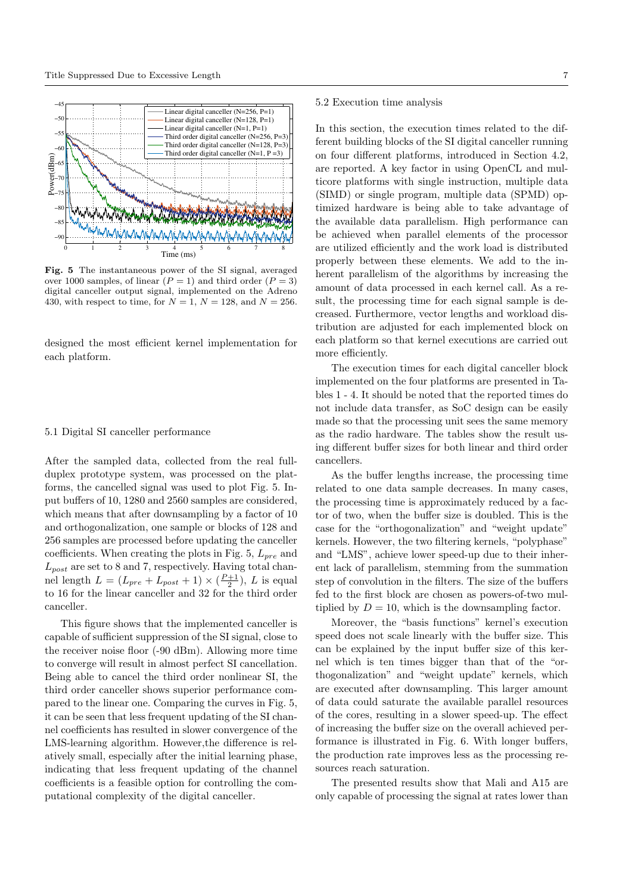**Fig. 5** The instantaneous power of the SI signal, averaged over 1000 samples, of linear ($P = 1$) and third order ($P = 3$) digital canceller output signal, implemented on the Adreno 430, with respect to time, for $N = 1$, $N = 128$, and $N = 256$.

designed the most efficient kernel implementation for each platform.

### 5.1 Digital SI canceller performance

After the sampled data, collected from the real full-duplex prototype system, was processed on the platforms, the cancelled signal was used to plot Fig. 5. Input buffers of 10, 1280 and 2560 samples are considered, which means that after downsampling by a factor of 10 and orthogonalization, one sample or blocks of 128 and 256 samples are processed before updating the canceller coefficients. When creating the plots in Fig. 5, $L_{pre}$ and $L_{post}$ are set to 8 and 7, respectively. Having total channel length $L = (L_{pre} + L_{post} + 1) \times (\frac{P+1}{2})$, $L$ is equal to 16 for the linear canceller and 32 for the third order canceller.

This figure shows that the implemented canceller is capable of sufficient suppression of the SI signal, close to the receiver noise floor (-90 dBm). Allowing more time to converge will result in almost perfect SI cancellation. Being able to cancel the third order nonlinear SI, the third order canceller shows superior performance compared to the linear one. Comparing the curves in Fig. 5, it can be seen that less frequent updating of the SI channel coefficients has resulted in slower convergence of the LMS-learning algorithm. However,the difference is relatively small, especially after the initial learning phase, indicating that less frequent updating of the channel coefficients is a feasible option for controlling the computational complexity of the digital canceller.

### 5.2 Execution time analysis

In this section, the execution times related to the different building blocks of the SI digital canceller running on four different platforms, introduced in Section 4.2, are reported. A key factor in using OpenCL and multicore platforms with single instruction, multiple data (SIMD) or single program, multiple data (SPMD) optimized hardware is being able to take advantage of the available data parallelism. High performance can be achieved when parallel elements of the processor are utilized efficiently and the work load is distributed properly between these elements. We add to the inherent parallelism of the algorithms by increasing the amount of data processed in each kernel call. As a result, the processing time for each signal sample is decreased. Furthermore, vector lengths and workload distribution are adjusted for each implemented block on each platform so that kernel executions are carried out more efficiently.

The execution times for each digital canceller block implemented on the four platforms are presented in Tables 1 - 4. It should be noted that the reported times do not include data transfer, as SoC design can be easily made so that the processing unit sees the same memory as the radio hardware. The tables show the result using different buffer sizes for both linear and third order cancellers.

As the buffer lengths increase, the processing time related to one data sample decreases. In many cases, the processing time is approximately reduced by a factor of two, when the buffer size is doubled. This is the case for the "orthogonalization" and "weight update" kernels. However, the two filtering kernels, "polyphase" and "LMS", achieve lower speed-up due to their inherent lack of parallelism, stemming from the summation step of convolution in the filters. The size of the buffers fed to the first block are chosen as powers-of-two multiplied by $D = 10$, which is the downsampling factor.

Moreover, the "basis functions" kernel's execution speed does not scale linearly with the buffer size. This can be explained by the input buffer size of this kernel which is ten times bigger than that of the "orthogonalization" and "weight update" kernels, which are executed after downsampling. This larger amount of data could saturate the available parallel resources of the cores, resulting in a slower speed-up. The effect of increasing the buffer size on the overall achieved performance is illustrated in Fig. 6. With longer buffers, the production rate improves less as the processing resources reach saturation.

The presented results show that Mali and A15 are only capable of processing the signal at rates lower than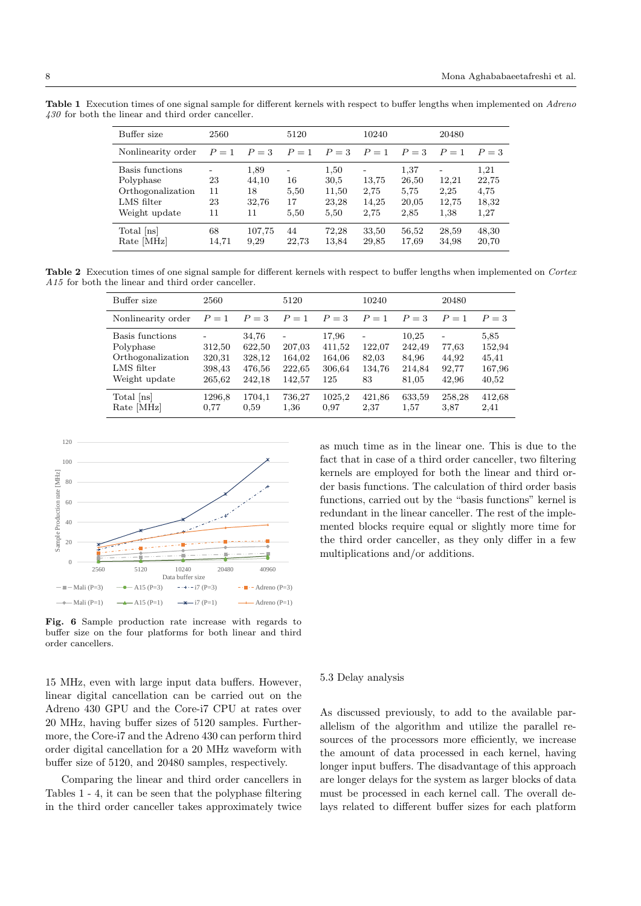**Table 1** Execution times of one signal sample for different kernels with respect to buffer lengths when implemented on *Adreno 430* for both the linear and third order canceller.

| Buffer size | 2560 | | 5120 | | 10240 | | 20480 | |
|---|---|---|---|---|---|---|---|---|
| Nonlinearity order | $P = 1$ | $P = 3$ | $P = 1$ | $P = 3$ | $P = 1$ | $P = 3$ | $P = 1$ | $P = 3$ |
| Basis functions | - | 1,89 | - | 1,50 | - | 1,37 | - | 1,21 |
| Polyphase | 23 | 44,10 | 16 | 30,5 | 13,75 | 26,50 | 12,21 | 22,75 |
| Orthogonalization | 11 | 18 | 5,50 | 11,50 | 2,75 | 5,75 | 2,25 | 4,75 |
| LMS filter | 23 | 32,76 | 17 | 23,28 | 14,25 | 20,05 | 12,75 | 18,32 |
| Weight update | 11 | 11 | 5,50 | 5,50 | 2,75 | 2,85 | 1,38 | 1,27 |
| Total [ns] | 68 | 107,75 | 44 | 72,28 | 33,50 | 56,52 | 28,59 | 48,30 |
| Rate [MHz] | 14,71 | 9,29 | 22,73 | 13,84 | 29,85 | 17,69 | 34,98 | 20,70 |

**Table 2** Execution times of one signal sample for different kernels with respect to buffer lengths when implemented on *Cortex A15* for both the linear and third order canceller.

| Buffer size | 2560 | | 5120 | | 10240 | | 20480 | |
|---|---|---|---|---|---|---|---|---|
| Nonlinearity order | $P = 1$ | $P = 3$ | $P = 1$ | $P = 3$ | $P = 1$ | $P = 3$ | $P = 1$ | $P = 3$ |
| Basis functions | - | 34,76 | - | 17,96 | - | 10,25 | - | 5,85 |
| Polyphase | 312,50 | 622,50 | 207,03 | 411,52 | 122,07 | 242,49 | 77,63 | 152,94 |
| Orthogonalization | 320,31 | 328,12 | 164,02 | 164,06 | 82,03 | 84,96 | 44,92 | 45,41 |
| LMS filter | 398,43 | 476,56 | 222,65 | 306,64 | 134,76 | 214,84 | 92,77 | 167,96 |
| Weight update | 265,62 | 242,18 | 142,57 | 125 | 83 | 81,05 | 42,96 | 40,52 |
| Total [ns] | 1296,8 | 1704,1 | 736,27 | 1025,2 | 421,86 | 633,59 | 258,28 | 412,68 |
| Rate [MHz] | 0,77 | 0,59 | 1,36 | 0,97 | 2,37 | 1,57 | 3,87 | 2,41 |

**Fig. 6** Sample production rate increase with regards to buffer size on the four platforms for both linear and third order cancellers.

15 MHz, even with large input data buffers. However, linear digital cancellation can be carried out on the Adreno 430 GPU and the Core-i7 CPU at rates over 20 MHz, having buffer sizes of 5120 samples. Furthermore, the Core-i7 and the Adreno 430 can perform third order digital cancellation for a 20 MHz waveform with buffer size of 5120, and 20480 samples, respectively.

Comparing the linear and third order cancellers in Tables 1 - 4, it can be seen that the polyphase filtering in the third order canceller takes approximately twice as much time as in the linear one. This is due to the fact that in case of a third order canceller, two filtering kernels are employed for both the linear and third order basis functions. The calculation of third order basis functions, carried out by the "basis functions" kernel is redundant in the linear canceller. The rest of the implemented blocks require equal or slightly more time for the third order canceller, as they only differ in a few multiplications and/or additions.

### 5.3 Delay analysis

As discussed previously, to add to the available parallelism of the algorithm and utilize the parallel resources of the processors more efficiently, we increase the amount of data processed in each kernel, having longer input buffers. The disadvantage of this approach are longer delays for the system as larger blocks of data must be processed in each kernel call. The overall delays related to different buffer sizes for each platform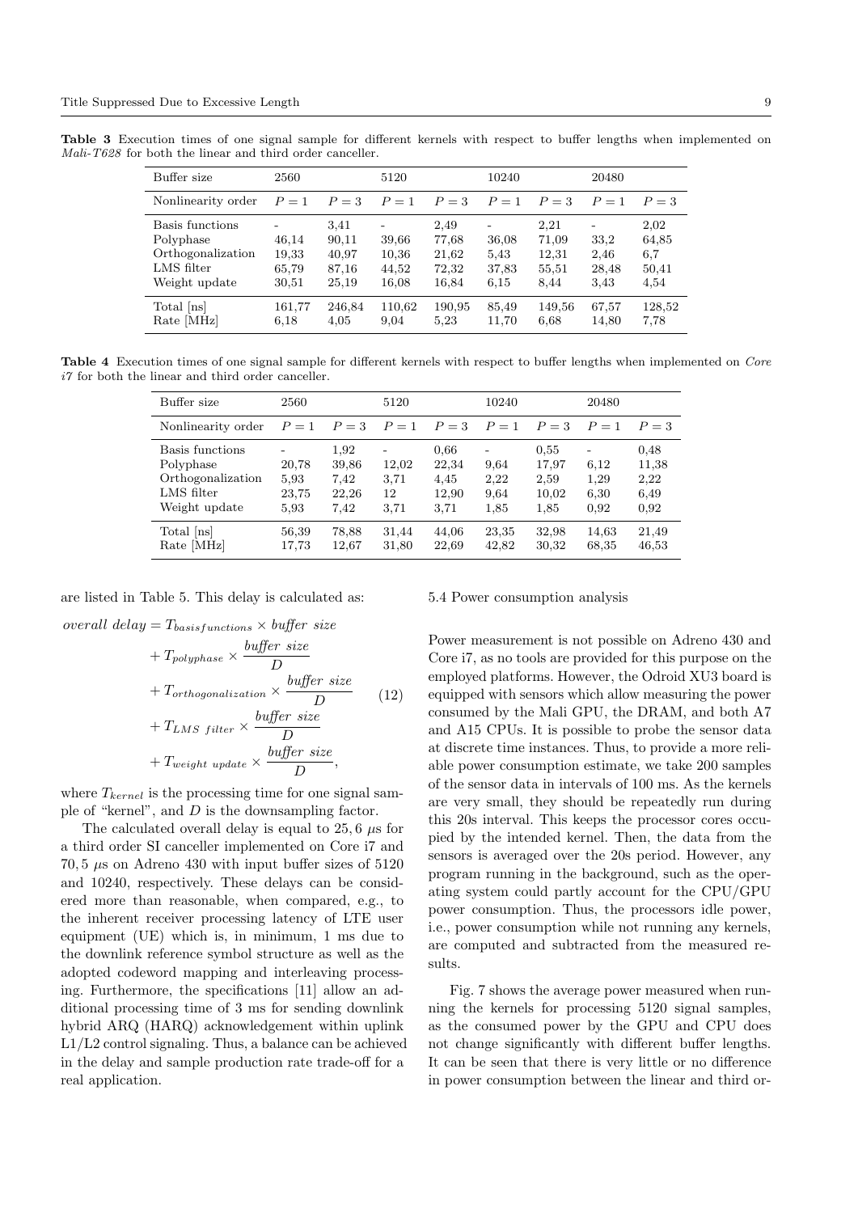**Table 3** Execution times of one signal sample for different kernels with respect to buffer lengths when implemented on *Mali-T628* for both the linear and third order canceller.

| Buffer size | 2560 | | 5120 | | 10240 | | 20480 | |
|---|---|---|---|---|---|---|---|---|
| Nonlinearity order | $P = 1$ | $P = 3$ | $P = 1$ | $P = 3$ | $P = 1$ | $P = 3$ | $P = 1$ | $P = 3$ |
| Basis functions | - | 3,41 | - | 2,49 | - | 2,21 | - | 2,02 |
| Polyphase | 46,14 | 90,11 | 39,66 | 77,68 | 36,08 | 71,09 | 33,2 | 64,85 |
| Orthogonalization | 19,33 | 40,97 | 10,36 | 21,62 | 5,43 | 12,31 | 2,46 | 6,7 |
| LMS filter | 65,79 | 87,16 | 44,52 | 72,32 | 37,83 | 55,51 | 28,48 | 50,41 |
| Weight update | 30,51 | 25,19 | 16,08 | 16,84 | 6,15 | 8,44 | 3,43 | 4,54 |
| Total [ns] | 161,77 | 246,84 | 110,62 | 190,95 | 85,49 | 149,56 | 67,57 | 128,52 |
| Rate [MHz] | 6,18 | 4,05 | 9,04 | 5,23 | 11,70 | 6,68 | 14,80 | 7,78 |

**Table 4** Execution times of one signal sample for different kernels with respect to buffer lengths when implemented on *Core i7* for both the linear and third order canceller.

| Buffer size | 2560 | | 5120 | | 10240 | | 20480 | |
|---|---|---|---|---|---|---|---|---|
| Nonlinearity order | $P = 1$ | $P = 3$ | $P = 1$ | $P = 3$ | $P = 1$ | $P = 3$ | $P = 1$ | $P = 3$ |
| Basis functions | - | 1,92 | - | 0,66 | - | 0,55 | - | 0,48 |
| Polyphase | 20,78 | 39,86 | 12,02 | 22,34 | 9,64 | 17,97 | 6,12 | 11,38 |
| Orthogonalization | 5,93 | 7,42 | 3,71 | 4,45 | 2,22 | 2,59 | 1,29 | 2,22 |
| LMS filter | 23,75 | 22,26 | 12 | 12,90 | 9,64 | 10,02 | 6,30 | 6,49 |
| Weight update | 5,93 | 7,42 | 3,71 | 3,71 | 1,85 | 1,85 | 0,92 | 0,92 |
| Total [ns] | 56,39 | 78,88 | 31,44 | 44,06 | 23,35 | 32,98 | 14,63 | 21,49 |
| Rate [MHz] | 17,73 | 12,67 | 31,80 | 22,69 | 42,82 | 30,32 | 68,35 | 46,53 |

are listed in Table 5. This delay is calculated as:

$$
\begin{aligned}
overall\ delay &= T_{basisfunctions} \times buffer\ size \\
&+ T_{polyphase} \times \frac{buffer\ size}{D} \\
&+ T_{orthogonalization} \times \frac{buffer\ size}{D} \\
&+ T_{LMS\ filter} \times \frac{buffer\ size}{D} \\
&+ T_{weight\ update} \times \frac{buffer\ size}{D},
\end{aligned}
\tag{12}
$$

where $T_{kernel}$ is the processing time for one signal sample of "kernel", and $D$ is the downsampling factor.

The calculated overall delay is equal to $25,6$ $\mu$s for a third order SI canceller implemented on Core i7 and $70,5$ $\mu$s on Adreno 430 with input buffer sizes of 5120 and 10240, respectively. These delays can be considered more than reasonable, when compared, e.g., to the inherent receiver processing latency of LTE user equipment (UE) which is, in minimum, 1 ms due to the downlink reference symbol structure as well as the adopted codeword mapping and interleaving processing. Furthermore, the specifications [11] allow an additional processing time of 3 ms for sending downlink hybrid ARQ (HARQ) acknowledgement within uplink L1/L2 control signaling. Thus, a balance can be achieved in the delay and sample production rate trade-off for a real application.

### 5.4 Power consumption analysis

Power measurement is not possible on Adreno 430 and Core i7, as no tools are provided for this purpose on the employed platforms. However, the Odroid XU3 board is equipped with sensors which allow measuring the power consumed by the Mali GPU, the DRAM, and both A7 and A15 CPUs. It is possible to probe the sensor data at discrete time instances. Thus, to provide a more reliable power consumption estimate, we take 200 samples of the sensor data in intervals of 100 ms. As the kernels are very small, they should be repeatedly run during this 20s interval. This keeps the processor cores occupied by the intended kernel. Then, the data from the sensors is averaged over the 20s period. However, any program running in the background, such as the operating system could partly account for the CPU/GPU power consumption. Thus, the processors idle power, i.e., power consumption while not running any kernels, are computed and subtracted from the measured results.

Fig. 7 shows the average power measured when running the kernels for processing 5120 signal samples, as the consumed power by the GPU and CPU does not change significantly with different buffer lengths. It can be seen that there is very little or no difference in power consumption between the linear and third or-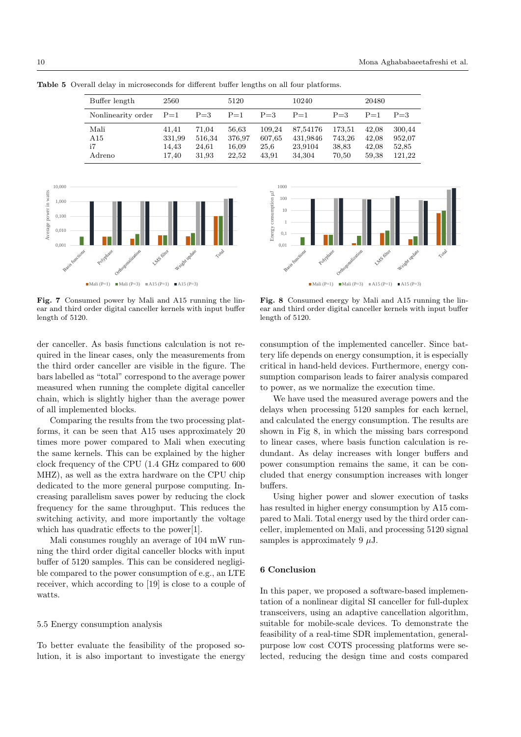**Table 5** Overall delay in microseconds for different buffer lengths on all four platforms.

| Buffer length | 2560 | | 5120 | | 10240 | | 20480 | |
|---|---|---|---|---|---|---|---|---|
| Nonlinearity order | P=1 | P=3 | P=1 | P=3 | P=1 | P=3 | P=1 | P=3 |
| Mali | 41,41 | 71,04 | 56,63 | 109,24 | 87,54176 | 173,51 | 42,08 | 300,44 |
| A15 | 331,99 | 516,34 | 376,97 | 607,65 | 431,9846 | 743,26 | 42,08 | 952,07 |
| i7 | 14,43 | 24,61 | 16,09 | 25,6 | 23,9104 | 38,83 | 42,08 | 52,85 |
| Adreno | 17,40 | 31,93 | 22,52 | 43,91 | 34,304 | 70,50 | 59,38 | 121,22 |

**Fig. 7** Consumed power by Mali and A15 running the linear and third order digital canceller kernels with input buffer length of 5120.

**Fig. 8** Consumed energy by Mali and A15 running the linear and third order digital canceller kernels with input buffer length of 5120.

der canceller. As basis functions calculation is not required in the linear cases, only the measurements from the third order canceller are visible in the figure. The bars labelled as "total" correspond to the average power measured when running the complete digital canceller chain, which is slightly higher than the average power of all implemented blocks.

Comparing the results from the two processing platforms, it can be seen that A15 uses approximately 20 times more power compared to Mali when executing the same kernels. This can be explained by the higher clock frequency of the CPU (1.4 GHz compared to 600 MHZ), as well as the extra hardware on the CPU chip dedicated to the more general purpose computing. Increasing parallelism saves power by reducing the clock frequency for the same throughput. This reduces the switching activity, and more importantly the voltage which has quadratic effects to the power[1].

Mali consumes roughly an average of 104 mW running the third order digital canceller blocks with input buffer of 5120 samples. This can be considered negligible compared to the power consumption of e.g., an LTE receiver, which according to [19] is close to a couple of watts.

### 5.5 Energy consumption analysis

To better evaluate the feasibility of the proposed solution, it is also important to investigate the energy consumption of the implemented canceller. Since battery life depends on energy consumption, it is especially critical in hand-held devices. Furthermore, energy consumption comparison leads to fairer analysis compared to power, as we normalize the execution time.

We have used the measured average powers and the delays when processing 5120 samples for each kernel, and calculated the energy consumption. The results are shown in Fig 8, in which the missing bars correspond to linear cases, where basis function calculation is redundant. As delay increases with longer buffers and power consumption remains the same, it can be concluded that energy consumption increases with longer buffers.

Using higher power and slower execution of tasks has resulted in higher energy consumption by A15 compared to Mali. Total energy used by the third order canceller, implemented on Mali, and processing 5120 signal samples is approximately 9 $\mu$J.

## 6 Conclusion

In this paper, we proposed a software-based implementation of a nonlinear digital SI canceller for full-duplex transceivers, using an adaptive cancellation algorithm, suitable for mobile-scale devices. To demonstrate the feasibility of a real-time SDR implementation, general-purpose low cost COTS processing platforms were selected, reducing the design time and costs compared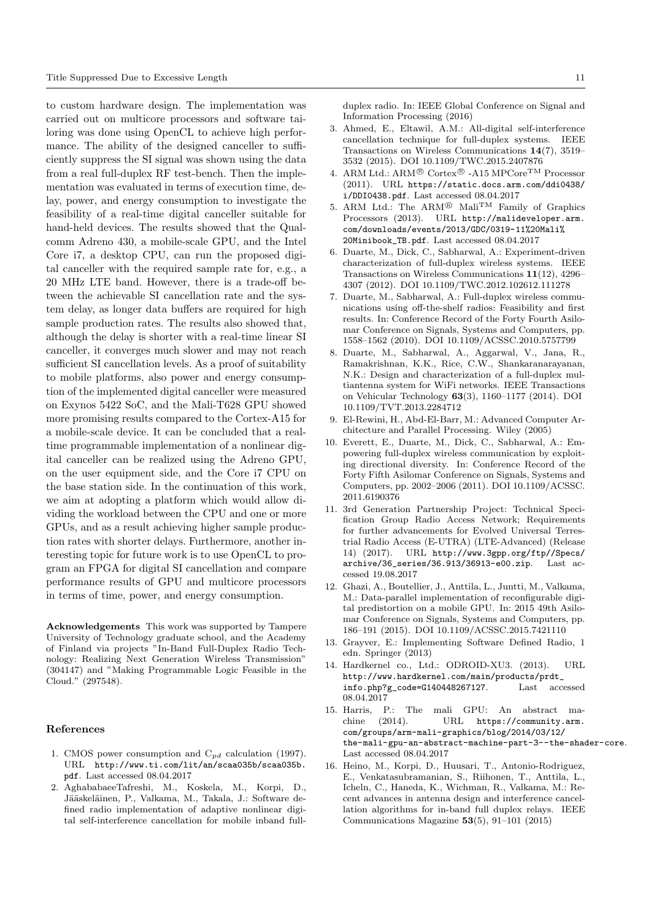to custom hardware design. The implementation was carried out on multicore processors and software tailoring was done using OpenCL to achieve high performance. The ability of the designed canceller to sufficiently suppress the SI signal was shown using the data from a real full-duplex RF test-bench. Then the implementation was evaluated in terms of execution time, delay, power, and energy consumption to investigate the feasibility of a real-time digital canceller suitable for hand-held devices. The results showed that the Qualcomm Adreno 430, a mobile-scale GPU, and the Intel Core i7, a desktop CPU, can run the proposed digital canceller with the required sample rate for, e.g., a 20 MHz LTE band. However, there is a trade-off between the achievable SI cancellation rate and the system delay, as longer data buffers are required for high sample production rates. The results also showed that, although the delay is shorter with a real-time linear SI canceller, it converges much slower and may not reach sufficient SI cancellation levels. As a proof of suitability to mobile platforms, also power and energy consumption of the implemented digital canceller were measured on Exynos 5422 SoC, and the Mali-T628 GPU showed more promising results compared to the Cortex-A15 for a mobile-scale device. It can be concluded that a real-time programmable implementation of a nonlinear digital canceller can be realized using the Adreno GPU, on the user equipment side, and the Core i7 CPU on the base station side. In the continuation of this work, we aim at adopting a platform which would allow dividing the workload between the CPU and one or more GPUs, and as a result achieving higher sample production rates with shorter delays. Furthermore, another interesting topic for future work is to use OpenCL to program an FPGA for digital SI cancellation and compare performance results of GPU and multicore processors in terms of time, power, and energy consumption.

**Acknowledgements** This work was supported by Tampere University of Technology graduate school, and the Academy of Finland via projects "In-Band Full-Duplex Radio Technology: Realizing Next Generation Wireless Transmission" (304147) and "Making Programmable Logic Feasible in the Cloud." (297548).

## References

1. CMOS power consumption and $C_{pd}$ calculation (1997). URL http://www.ti.com/lit/an/scaa035b/scaa035b.pdf. Last accessed 08.04.2017
2. AghababaeeTafreshi, M., Koskela, M., Korpi, D., Jääskeläinen, P., Valkama, M., Takala, J.: Software defined radio implementation of adaptive nonlinear digital self-interference cancellation for mobile inband full-duplex radio. In: IEEE Global Conference on Signal and Information Processing (2016)
3. Ahmed, E., Eltawil, A.M.: All-digital self-interference cancellation technique for full-duplex systems. IEEE Transactions on Wireless Communications **14**(7), 3519–3532 (2015). DOI 10.1109/TWC.2015.2407876
4. ARM Ltd.: ARM® Cortex® -A15 MPCore™ Processor (2011). URL https://static.docs.arm.com/ddi0438/i/DDI0438.pdf. Last accessed 08.04.2017
5. ARM Ltd.: The ARM® Mali™ Family of Graphics Processors (2013). URL http://malideveloper.arm.com/downloads/events/2013/GDC/0319-11%20Mali%20Minibook_TB.pdf. Last accessed 08.04.2017
6. Duarte, M., Dick, C., Sabharwal, A.: Experiment-driven characterization of full-duplex wireless systems. IEEE Transactions on Wireless Communications **11**(12), 4296–4307 (2012). DOI 10.1109/TWC.2012.102612.111278
7. Duarte, M., Sabharwal, A.: Full-duplex wireless communications using off-the-shelf radios: Feasibility and first results. In: Conference Record of the Forty Fourth Asilomar Conference on Signals, Systems and Computers, pp. 1558–1562 (2010). DOI 10.1109/ACSSC.2010.5757799
8. Duarte, M., Sabharwal, A., Aggarwal, V., Jana, R., Ramakrishnan, K.K., Rice, C.W., Shankaranarayanan, N.K.: Design and characterization of a full-duplex multiantenna system for WiFi networks. IEEE Transactions on Vehicular Technology **63**(3), 1160–1177 (2014). DOI 10.1109/TVT.2013.2284712
9. El-Rewini, H., Abd-El-Barr, M.: Advanced Computer Architecture and Parallel Processing. Wiley (2005)
10. Everett, E., Duarte, M., Dick, C., Sabharwal, A.: Empowering full-duplex wireless communication by exploiting directional diversity. In: Conference Record of the Forty Fifth Asilomar Conference on Signals, Systems and Computers, pp. 2002–2006 (2011). DOI 10.1109/ACSSC.2011.6190376
11. 3rd Generation Partnership Project: Technical Specification Group Radio Access Network; Requirements for further advancements for Evolved Universal Terrestrial Radio Access (E-UTRA) (LTE-Advanced) (Release 14) (2017). URL http://www.3gpp.org/ftp//Specs/archive/36_series/36.913/36913-e00.zip. Last accessed 19.08.2017
12. Ghazi, A., Boutellier, J., Anttila, L., Juntti, M., Valkama, M.: Data-parallel implementation of reconfigurable digital predistortion on a mobile GPU. In: 2015 49th Asilomar Conference on Signals, Systems and Computers, pp. 186–191 (2015). DOI 10.1109/ACSSC.2015.7421110
13. Grayver, E.: Implementing Software Defined Radio, 1 edn. Springer (2013)
14. Hardkernel co., Ltd.: ODROID-XU3. (2013). URL http://www.hardkernel.com/main/products/prdt_info.php?g_code=G140448267127. Last accessed 08.04.2017
15. Harris, P.: The mali GPU: An abstract machine (2014). URL https://community.arm.com/groups/arm-mali-graphics/blog/2014/03/12/the-mali-gpu-an-abstract-machine-part-3--the-shader-core. Last accessed 08.04.2017
16. Heino, M., Korpi, D., Huusari, T., Antonio-Rodriguez, E., Venkatasubramanian, S., Riihonen, T., Anttila, L., Icheln, C., Haneda, K., Wichman, R., Valkama, M.: Recent advances in antenna design and interference cancellation algorithms for in-band full duplex relays. IEEE Communications Magazine **53**(5), 91–101 (2015)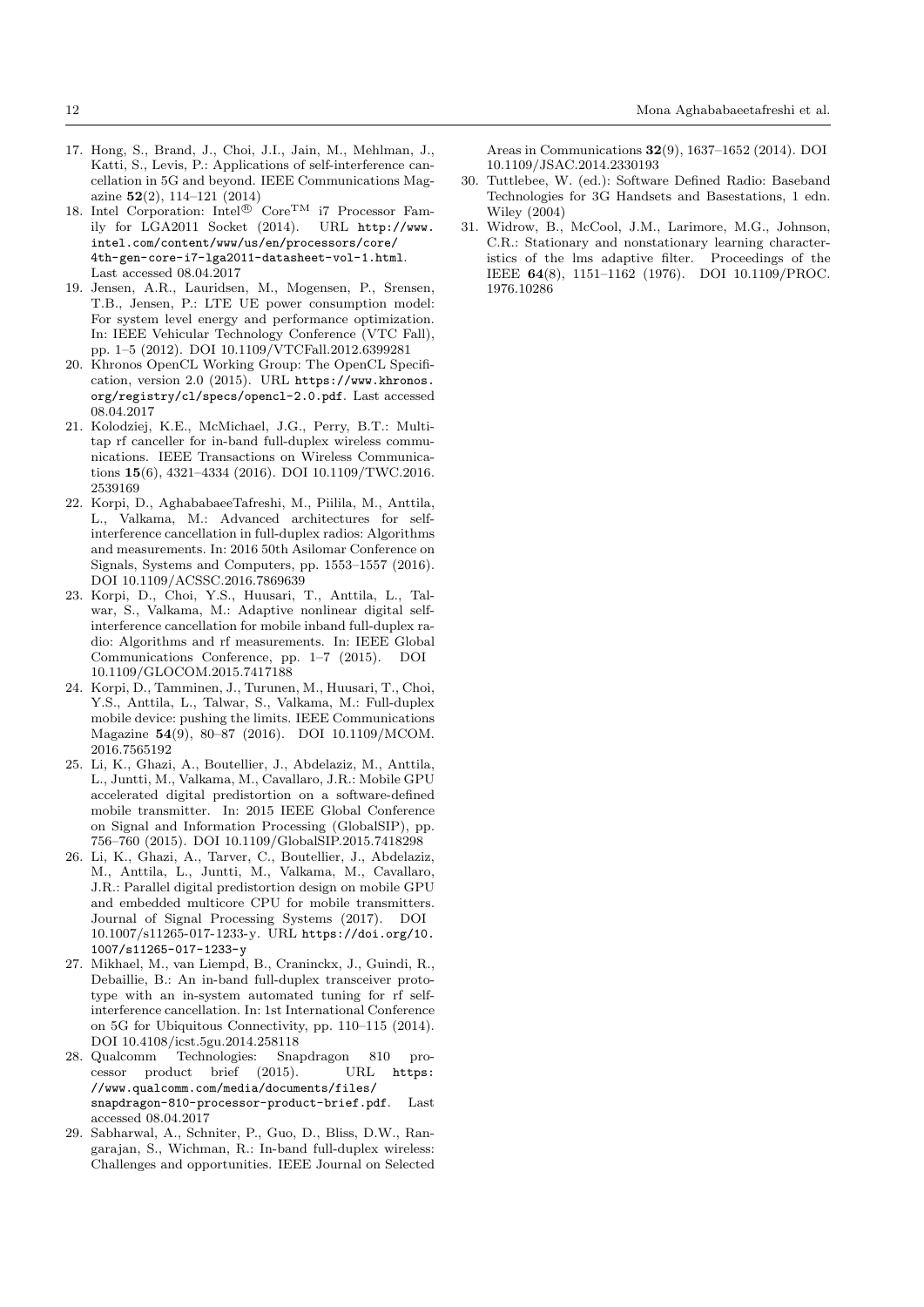17. Hong, S., Brand, J., Choi, J.I., Jain, M., Mehlman, J., Katti, S., Levis, P.: Applications of self-interference cancellation in 5G and beyond. IEEE Communications Magazine **52**(2), 114–121 (2014)
18. Intel Corporation: Intel® Core™ i7 Processor Family for LGA2011 Socket (2014). URL http://www.intel.com/content/www/us/en/processors/core/4th-gen-core-i7-lga2011-datasheet-vol-1.html. Last accessed 08.04.2017
19. Jensen, A.R., Lauridsen, M., Mogensen, P., Srensen, T.B., Jensen, P.: LTE UE power consumption model: For system level energy and performance optimization. In: IEEE Vehicular Technology Conference (VTC Fall), pp. 1–5 (2012). DOI 10.1109/VTCFall.2012.6399281
20. Khronos OpenCL Working Group: The OpenCL Specification, version 2.0 (2015). URL https://www.khronos.org/registry/cl/specs/opencl-2.0.pdf. Last accessed 08.04.2017
21. Kolodziej, K.E., McMichael, J.G., Perry, B.T.: Multitap rf canceller for in-band full-duplex wireless communications. IEEE Transactions on Wireless Communications **15**(6), 4321–4334 (2016). DOI 10.1109/TWC.2016.2539169
22. Korpi, D., AghababaeeTafreshi, M., Piilila, M., Anttila, L., Valkama, M.: Advanced architectures for self-interference cancellation in full-duplex radios: Algorithms and measurements. In: 2016 50th Asilomar Conference on Signals, Systems and Computers, pp. 1553–1557 (2016). DOI 10.1109/ACSSC.2016.7869639
23. Korpi, D., Choi, Y.S., Huusari, T., Anttila, L., Talwar, S., Valkama, M.: Adaptive nonlinear digital self-interference cancellation for mobile inband full-duplex radio: Algorithms and rf measurements. In: IEEE Global Communications Conference, pp. 1–7 (2015). DOI 10.1109/GLOCOM.2015.7417188
24. Korpi, D., Tamminen, J., Turunen, M., Huusari, T., Choi, Y.S., Anttila, L., Talwar, S., Valkama, M.: Full-duplex mobile device: pushing the limits. IEEE Communications Magazine **54**(9), 80–87 (2016). DOI 10.1109/MCOM.2016.7565192
25. Li, K., Ghazi, A., Boutellier, J., Abdelaziz, M., Anttila, L., Juntti, M., Valkama, M., Cavallaro, J.R.: Mobile GPU accelerated digital predistortion on a software-defined mobile transmitter. In: 2015 IEEE Global Conference on Signal and Information Processing (GlobalSIP), pp. 756–760 (2015). DOI 10.1109/GlobalSIP.2015.7418298
26. Li, K., Ghazi, A., Tarver, C., Boutellier, J., Abdelaziz, M., Anttila, L., Juntti, M., Valkama, M., Cavallaro, J.R.: Parallel digital predistortion design on mobile GPU and embedded multicore CPU for mobile transmitters. Journal of Signal Processing Systems (2017). DOI 10.1007/s11265-017-1233-y. URL https://doi.org/10.1007/s11265-017-1233-y
27. Mikhael, M., van Liempd, B., Craninckx, J., Guindi, R., Debaillie, B.: An in-band full-duplex transceiver prototype with an in-system automated tuning for rf self-interference cancellation. In: 1st International Conference on 5G for Ubiquitous Connectivity, pp. 110–115 (2014). DOI 10.4108/icst.5gu.2014.258118
28. Qualcomm Technologies: Snapdragon 810 processor product brief (2015). URL https://www.qualcomm.com/media/documents/files/snapdragon-810-processor-product-brief.pdf. Last accessed 08.04.2017
29. Sabharwal, A., Schniter, P., Guo, D., Bliss, D.W., Rangarajan, S., Wichman, R.: In-band full-duplex wireless: Challenges and opportunities. IEEE Journal on Selected Areas in Communications **32**(9), 1637–1652 (2014). DOI 10.1109/JSAC.2014.2330193
30. Tuttlebee, W. (ed.): Software Defined Radio: Baseband Technologies for 3G Handsets and Basestations, 1 edn. Wiley (2004)
31. Widrow, B., McCool, J.M., Larimore, M.G., Johnson, C.R.: Stationary and nonstationary learning characteristics of the lms adaptive filter. Proceedings of the IEEE **64**(8), 1151–1162 (1976). DOI 10.1109/PROC.1976.10286